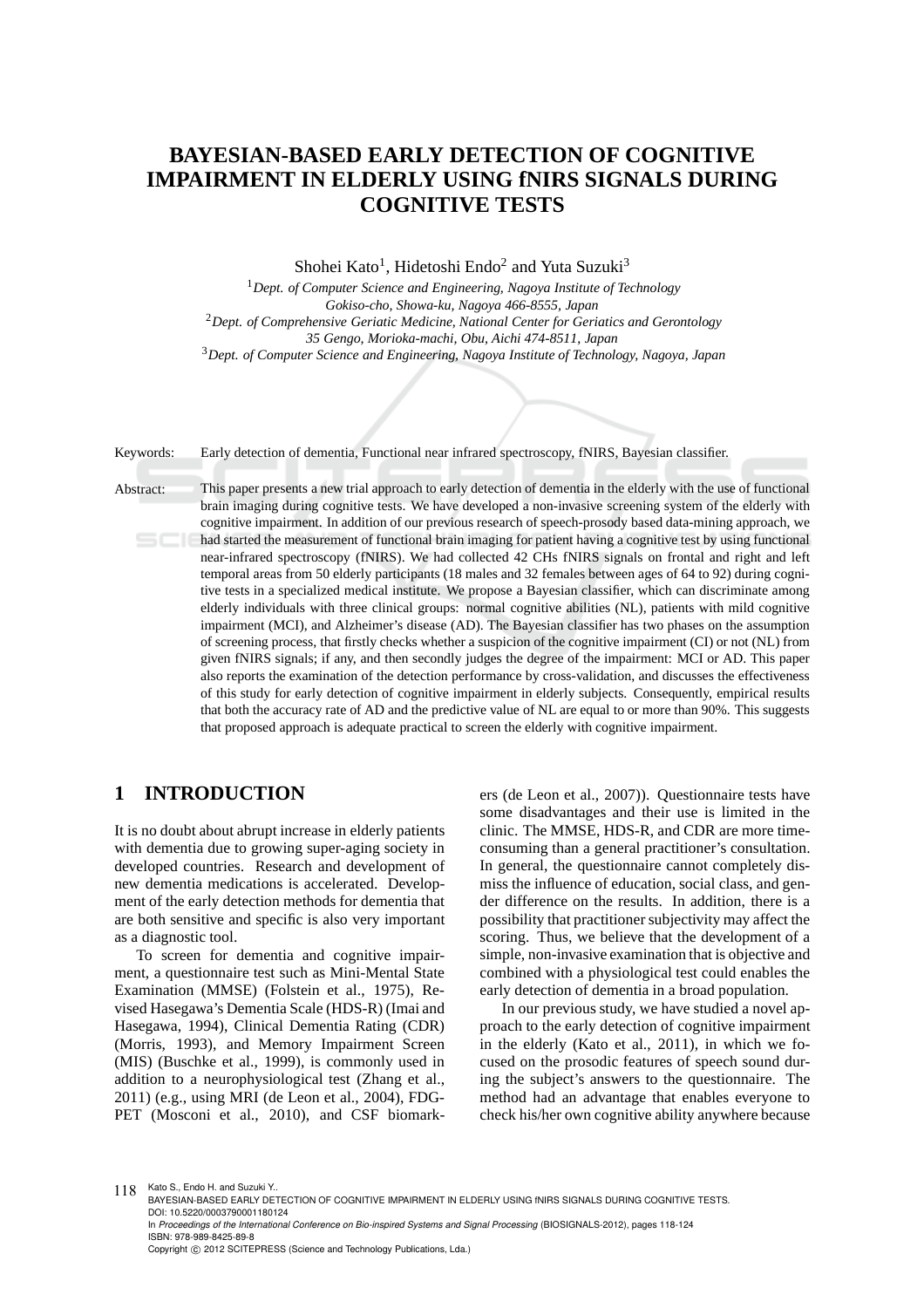# BAYESIAN-BASED EARLY DETECTION OF COGNITIVE IMPAIRMENT IN ELDERLY USING fNIRS SIGNALS DURING COGNITIVE TESTS

Shohei Kato[1], Hidetoshi Endo[2] and Yuta Suzuki[3]

[1] *Dept. of Computer Science and Engineering, Nagoya Institute of Technology Gokiso-cho, Showa-ku, Nagoya 466-8555, Japan*

[2] *Dept. of Comprehensive Geriatic Medicine, National Center for Geriatics and Gerontology 35 Gengo, Morioka-machi, Obu, Aichi 474-8511, Japan*

[3] *Dept. of Computer Science and Engineering, Nagoya Institute of Technology, Nagoya, Japan*

Keywords: Early detection of dementia, Functional near infrared spectroscopy, fNIRS, Bayesian classifier.

Abstract: This paper presents a new trial approach to early detection of dementia in the elderly with the use of functional brain imaging during cognitive tests. We have developed a non-invasive screening system of the elderly with cognitive impairment. In addition of our previous research of speech-prosody based data-mining approach, we had started the measurement of functional brain imaging for patient having a cognitive test by using functional near-infrared spectroscopy (fNIRS). We had collected 42 CHs fNIRS signals on frontal and right and left temporal areas from 50 elderly participants (18 males and 32 females between ages of 64 to 92) during cognitive tests in a specialized medical institute. We propose a Bayesian classifier, which can discriminate among elderly individuals with three clinical groups: normal cognitive abilities (NL), patients with mild cognitive impairment (MCI), and Alzheimer's disease (AD). The Bayesian classifier has two phases on the assumption of screening process, that firstly checks whether a suspicion of the cognitive impairment (CI) or not (NL) from given fNIRS signals; if any, and then secondly judges the degree of the impairment: MCI or AD. This paper also reports the examination of the detection performance by cross-validation, and discusses the effectiveness of this study for early detection of cognitive impairment in elderly subjects. Consequently, empirical results that both the accuracy rate of AD and the predictive value of NL are equal to or more than 90%. This suggests that proposed approach is adequate practical to screen the elderly with cognitive impairment.

## 1 INTRODUCTION

It is no doubt about abrupt increase in elderly patients with dementia due to growing super-aging society in developed countries. Research and development of new dementia medications is accelerated. Development of the early detection methods for dementia that are both sensitive and specific is also very important as a diagnostic tool.

To screen for dementia and cognitive impairment, a questionnaire test such as Mini-Mental State Examination (MMSE) (Folstein et al., 1975), Revised Hasegawa's Dementia Scale (HDS-R) (Imai and Hasegawa, 1994), Clinical Dementia Rating (CDR) (Morris, 1993), and Memory Impairment Screen (MIS) (Buschke et al., 1999), is commonly used in addition to a neurophysiological test (Zhang et al., 2011) (e.g., using MRI (de Leon et al., 2004), FDG-PET (Mosconi et al., 2010), and CSF biomarkers (de Leon et al., 2007)). Questionnaire tests have some disadvantages and their use is limited in the clinic. The MMSE, HDS-R, and CDR are more time-consuming than a general practitioner's consultation. In general, the questionnaire cannot completely dismiss the influence of education, social class, and gender difference on the results. In addition, there is a possibility that practitioner subjectivity may affect the scoring. Thus, we believe that the development of a simple, non-invasive examination that is objective and combined with a physiological test could enables the early detection of dementia in a broad population.

In our previous study, we have studied a novel approach to the early detection of cognitive impairment in the elderly (Kato et al., 2011), in which we focused on the prosodic features of speech sound during the subject's answers to the questionnaire. The method had an advantage that enables everyone to check his/her own cognitive ability anywhere because

Kato S., Endo H. and Suzuki Y..
BAYESIAN-BASED EARLY DETECTION OF COGNITIVE IMPAIRMENT IN ELDERLY USING fNIRS SIGNALS DURING COGNITIVE TESTS.
DOI: 10.5220/0003790001180124
In *Proceedings of the International Conference on Bio-inspired Systems and Signal Processing* (BIOSIGNALS-2012), pages 118-124
ISBN: 978-989-8425-89-8
Copyright © 2012 SCITEPRESS (Science and Technology Publications, Lda.)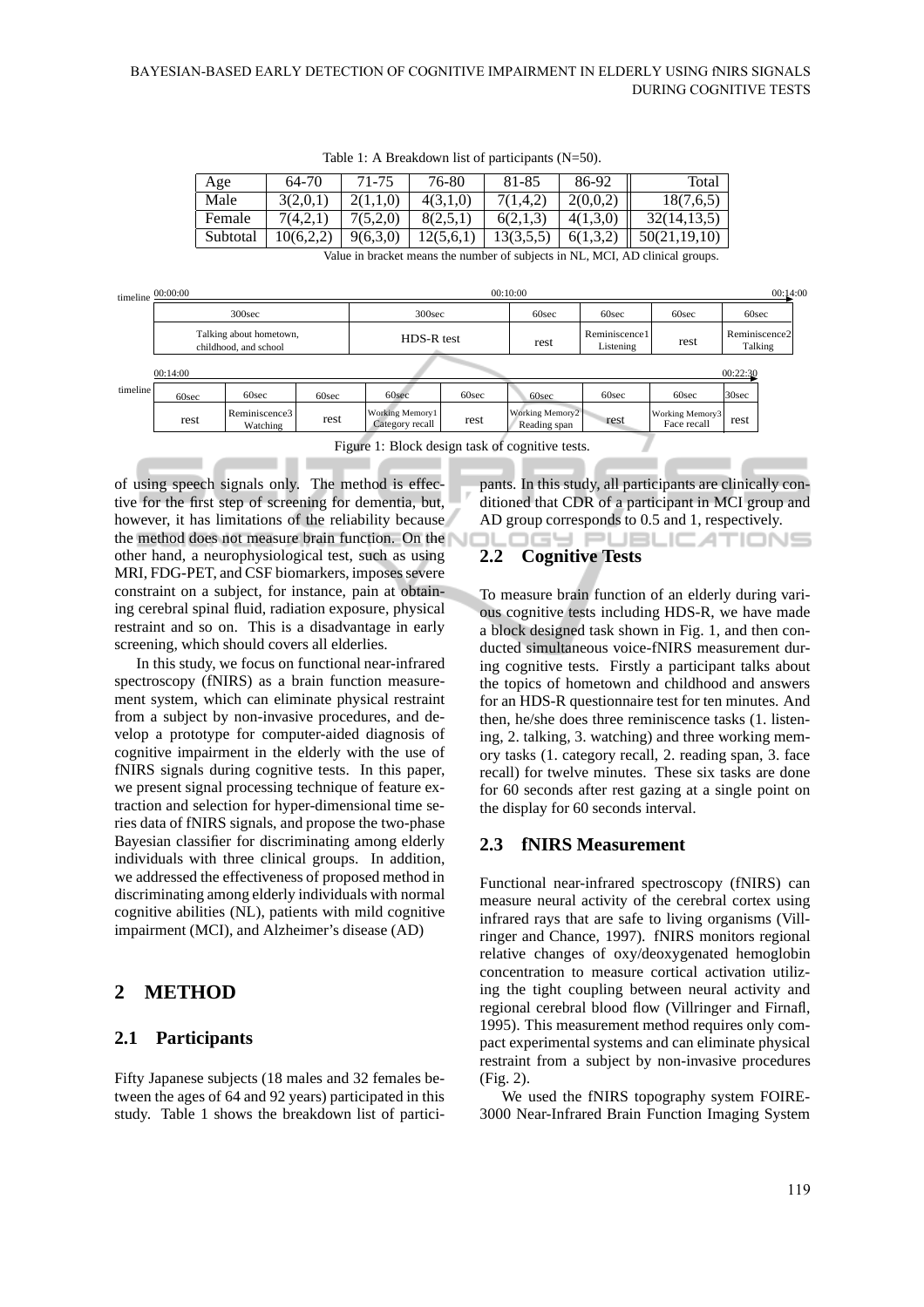Table 1: A Breakdown list of participants (N=50).

| Age | 64-70 | 71-75 | 76-80 | 81-85 | 86-92 | Total |
|---|---|---|---|---|---|---|
| Male | 3(2,0,1) | 2(1,1,0) | 4(3,1,0) | 7(1,4,2) | 2(0,0,2) | 18(7,6,5) |
| Female | 7(4,2,1) | 7(5,2,0) | 8(2,5,1) | 6(2,1,3) | 4(1,3,0) | 32(14,13,5) |
| Subtotal | 10(6,2,2) | 9(6,3,0) | 12(5,6,1) | 13(3,5,5) | 6(1,3,2) | 50(21,19,10) |

Value in bracket means the number of subjects in NL, MCI, AD clinical groups.

| timeline 00:00:00 – 00:14:00 | | | | | | |
|---|---|---|---|---|---|---|
| 300sec | 300sec | 60sec | 60sec | 60sec | 60sec |
| Talking about hometown, childhood, and school | HDS-R test | rest | Reminiscence1 Listening | rest | Reminiscence2 Talking |

| timeline 00:14:00 – 00:22:30 | | | | | | | | | |
|---|---|---|---|---|---|---|---|---|---|
| 60sec | 60sec | 60sec | 60sec | 60sec | 60sec | 60sec | 60sec | 30sec |
| rest | Reminiscence3 Watching | rest | Working Memory1 Category recall | rest | Working Memory2 Reading span | rest | Working Memory3 Face recall | rest |

Figure 1: Block design task of cognitive tests.

of using speech signals only. The method is effective for the first step of screening for dementia, but, however, it has limitations of the reliability because the method does not measure brain function. On the other hand, a neurophysiological test, such as using MRI, FDG-PET, and CSF biomarkers, imposes severe constraint on a subject, for instance, pain at obtaining cerebral spinal fluid, radiation exposure, physical restraint and so on. This is a disadvantage in early screening, which should covers all elderlies.

In this study, we focus on functional near-infrared spectroscopy (fNIRS) as a brain function measurement system, which can eliminate physical restraint from a subject by non-invasive procedures, and develop a prototype for computer-aided diagnosis of cognitive impairment in the elderly with the use of fNIRS signals during cognitive tests. In this paper, we present signal processing technique of feature extraction and selection for hyper-dimensional time series data of fNIRS signals, and propose the two-phase Bayesian classifier for discriminating among elderly individuals with three clinical groups. In addition, we addressed the effectiveness of proposed method in discriminating among elderly individuals with normal cognitive abilities (NL), patients with mild cognitive impairment (MCI), and Alzheimer's disease (AD)

# 2 METHOD

## 2.1 Participants

Fifty Japanese subjects (18 males and 32 females between the ages of 64 and 92 years) participated in this study. Table 1 shows the breakdown list of participants. In this study, all participants are clinically conditioned that CDR of a participant in MCI group and AD group corresponds to 0.5 and 1, respectively.

## 2.2 Cognitive Tests

To measure brain function of an elderly during various cognitive tests including HDS-R, we have made a block designed task shown in Fig. 1, and then conducted simultaneous voice-fNIRS measurement during cognitive tests. Firstly a participant talks about the topics of hometown and childhood and answers for an HDS-R questionnaire test for ten minutes. And then, he/she does three reminiscence tasks (1. listening, 2. talking, 3. watching) and three working memory tasks (1. category recall, 2. reading span, 3. face recall) for twelve minutes. These six tasks are done for 60 seconds after rest gazing at a single point on the display for 60 seconds interval.

## 2.3 fNIRS Measurement

Functional near-infrared spectroscopy (fNIRS) can measure neural activity of the cerebral cortex using infrared rays that are safe to living organisms (Villringer and Chance, 1997). fNIRS monitors regional relative changes of oxy/deoxygenated hemoglobin concentration to measure cortical activation utilizing the tight coupling between neural activity and regional cerebral blood flow (Villringer and Firnafl, 1995). This measurement method requires only compact experimental systems and can eliminate physical restraint from a subject by non-invasive procedures (Fig. 2).

We used the fNIRS topography system FOIRE-3000 Near-Infrared Brain Function Imaging System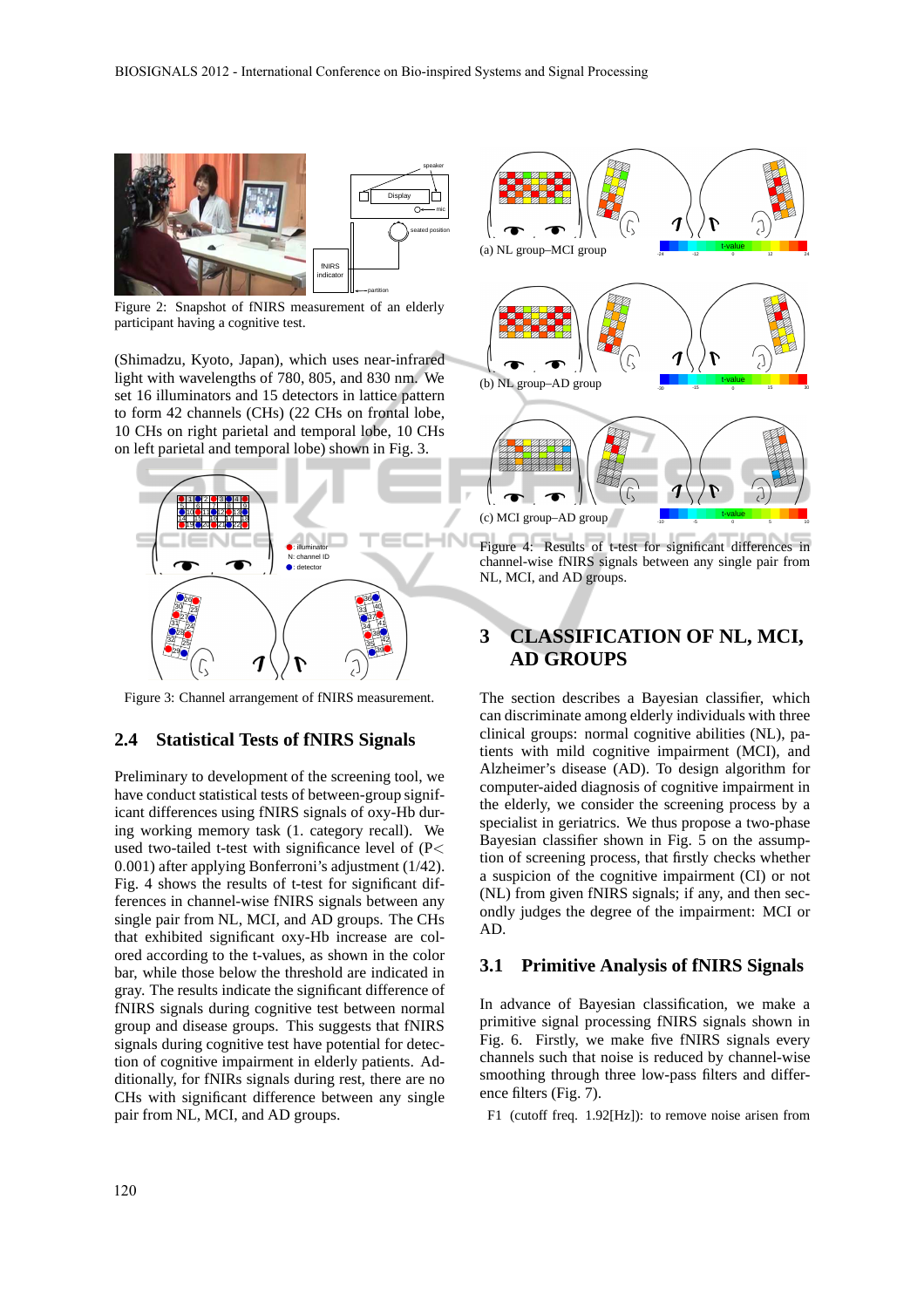Figure 2: Snapshot of fNIRS measurement of an elderly participant having a cognitive test.

(Shimadzu, Kyoto, Japan), which uses near-infrared light with wavelengths of 780, 805, and 830 nm. We set 16 illuminators and 15 detectors in lattice pattern to form 42 channels (CHs) (22 CHs on frontal lobe, 10 CHs on right parietal and temporal lobe, 10 CHs on left parietal and temporal lobe) shown in Fig. 3.

Figure 3: Channel arrangement of fNIRS measurement.

### 2.4 Statistical Tests of fNIRS Signals

Preliminary to development of the screening tool, we have conduct statistical tests of between-group significant differences using fNIRS signals of oxy-Hb during working memory task (1. category recall). We used two-tailed t-test with significance level of ($P< 0.001$) after applying Bonferroni's adjustment (1/42). Fig. 4 shows the results of t-test for significant differences in channel-wise fNIRS signals between any single pair from NL, MCI, and AD groups. The CHs that exhibited significant oxy-Hb increase are colored according to the t-values, as shown in the color bar, while those below the threshold are indicated in gray. The results indicate the significant difference of fNIRS signals during cognitive test between normal group and disease groups. This suggests that fNIRS signals during cognitive test have potential for detection of cognitive impairment in elderly patients. Additionally, for fNIRs signals during rest, there are no CHs with significant difference between any single pair from NL, MCI, and AD groups.

(a) NL group–MCI group

(b) NL group–AD group

(c) MCI group–AD group

Figure 4: Results of t-test for significant differences in channel-wise fNIRS signals between any single pair from NL, MCI, and AD groups.

## 3 CLASSIFICATION OF NL, MCI, AD GROUPS

The section describes a Bayesian classifier, which can discriminate among elderly individuals with three clinical groups: normal cognitive abilities (NL), patients with mild cognitive impairment (MCI), and Alzheimer's disease (AD). To design algorithm for computer-aided diagnosis of cognitive impairment in the elderly, we consider the screening process by a specialist in geriatrics. We thus propose a two-phase Bayesian classifier shown in Fig. 5 on the assumption of screening process, that firstly checks whether a suspicion of the cognitive impairment (CI) or not (NL) from given fNIRS signals; if any, and then secondly judges the degree of the impairment: MCI or AD.

### 3.1 Primitive Analysis of fNIRS Signals

In advance of Bayesian classification, we make a primitive signal processing fNIRS signals shown in Fig. 6. Firstly, we make five fNIRS signals every channels such that noise is reduced by channel-wise smoothing through three low-pass filters and difference filters (Fig. 7).

F1 (cutoff freq. 1.92[Hz]): to remove noise arisen from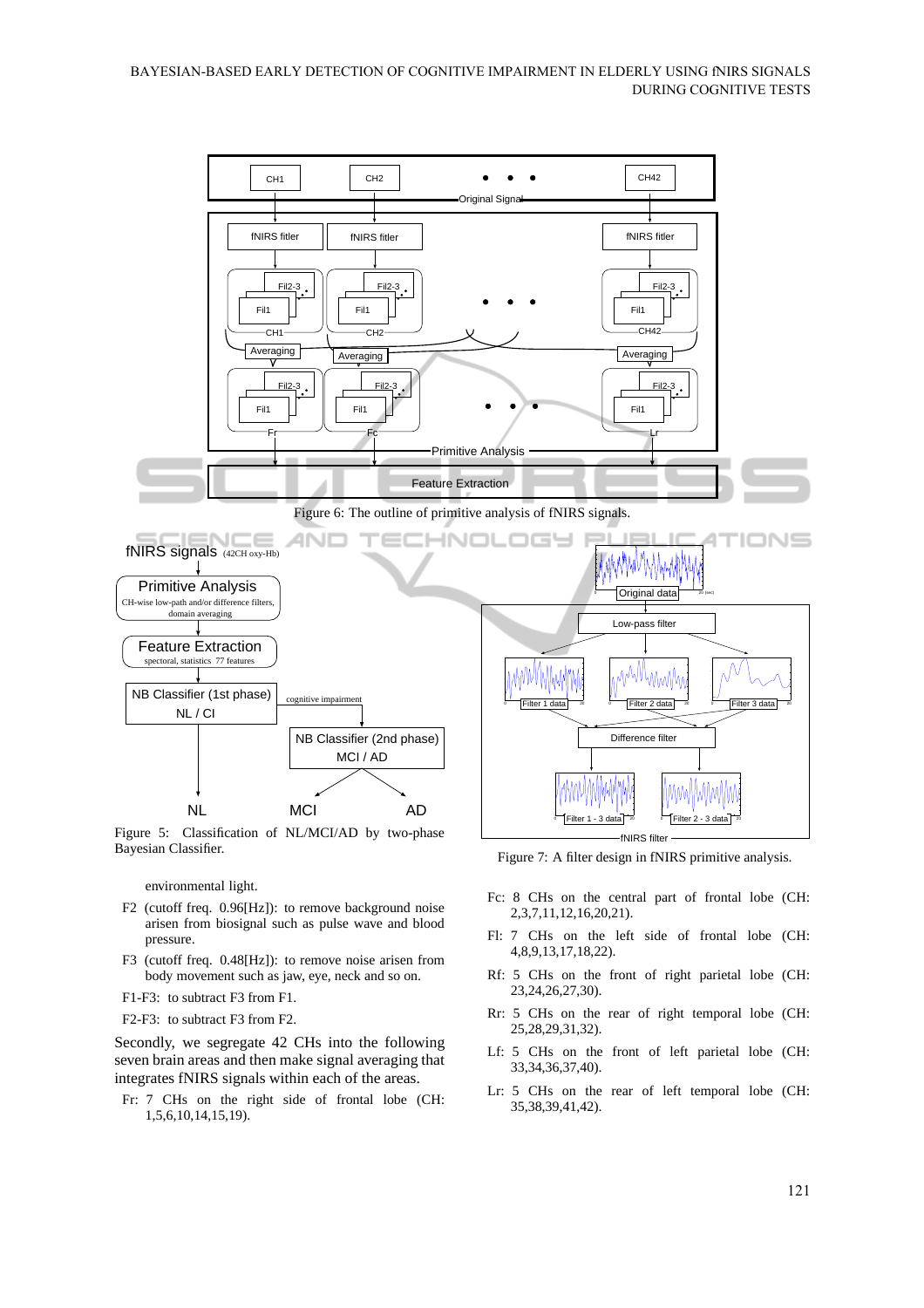Figure 6: The outline of primitive analysis of fNIRS signals.

Figure 5: Classification of NL/MCI/AD by two-phase Bayesian Classifier.

Figure 7: A filter design in fNIRS primitive analysis.

environmental light.

- F2 (cutoff freq. 0.96[Hz]): to remove background noise arisen from biosignal such as pulse wave and blood pressure.
- F3 (cutoff freq. 0.48[Hz]): to remove noise arisen from body movement such as jaw, eye, neck and so on.
- F1-F3: to subtract F3 from F1.
- F2-F3: to subtract F3 from F2.

Secondly, we segregate 42 CHs into the following seven brain areas and then make signal averaging that integrates fNIRS signals within each of the areas.

- Fr: 7 CHs on the right side of frontal lobe (CH: 1,5,6,10,14,15,19).
- Fc: 8 CHs on the central part of frontal lobe (CH: 2,3,7,11,12,16,20,21).
- Fl: 7 CHs on the left side of frontal lobe (CH: 4,8,9,13,17,18,22).
- Rf: 5 CHs on the front of right parietal lobe (CH: 23,24,26,27,30).
- Rr: 5 CHs on the rear of right temporal lobe (CH: 25,28,29,31,32).
- Lf: 5 CHs on the front of left parietal lobe (CH: 33,34,36,37,40).
- Lr: 5 CHs on the rear of left temporal lobe (CH: 35,38,39,41,42).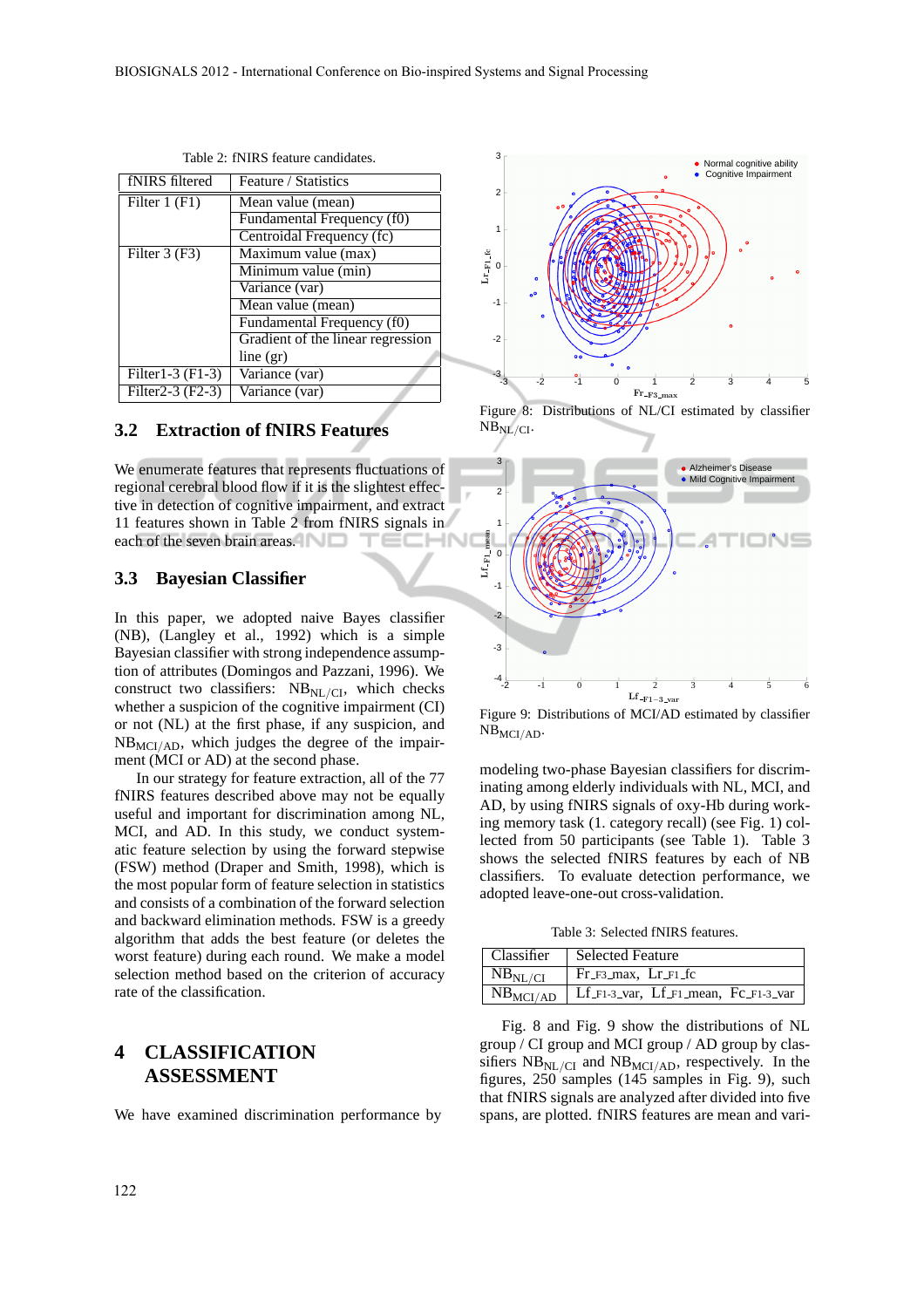Table 2: fNIRS feature candidates.

| fNIRS filtered | Feature / Statistics |
|---|---|
| Filter 1 (F1) | Mean value (mean) |
| | Fundamental Frequency (f0) |
| | Centroidal Frequency (fc) |
| Filter 3 (F3) | Maximum value (max) |
| | Minimum value (min) |
| | Variance (var) |
| | Mean value (mean) |
| | Fundamental Frequency (f0) |
| | Gradient of the linear regression line (gr) |
| Filter1-3 (F1-3) | Variance (var) |
| Filter2-3 (F2-3) | Variance (var) |

### 3.2 Extraction of fNIRS Features

We enumerate features that represents fluctuations of regional cerebral blood flow if it is the slightest effective in detection of cognitive impairment, and extract 11 features shown in Table 2 from fNIRS signals in each of the seven brain areas.

### 3.3 Bayesian Classifier

In this paper, we adopted naive Bayes classifier (NB), (Langley et al., 1992) which is a simple Bayesian classifier with strong independence assumption of attributes (Domingos and Pazzani, 1996). We construct two classifiers: $NB_{NL/CI}$, which checks whether a suspicion of the cognitive impairment (CI) or not (NL) at the first phase, if any suspicion, and $NB_{MCI/AD}$, which judges the degree of the impairment (MCI or AD) at the second phase.

In our strategy for feature extraction, all of the 77 fNIRS features described above may not be equally useful and important for discrimination among NL, MCI, and AD. In this study, we conduct systematic feature selection by using the forward stepwise (FSW) method (Draper and Smith, 1998), which is the most popular form of feature selection in statistics and consists of a combination of the forward selection and backward elimination methods. FSW is a greedy algorithm that adds the best feature (or deletes the worst feature) during each round. We make a model selection method based on the criterion of accuracy rate of the classification.

## 4 CLASSIFICATION ASSESSMENT

We have examined discrimination performance by modeling two-phase Bayesian classifiers for discriminating among elderly individuals with NL, MCI, and AD, by using fNIRS signals of oxy-Hb during working memory task (1. category recall) (see Fig. 1) collected from 50 participants (see Table 1). Table 3 shows the selected fNIRS features by each of NB classifiers. To evaluate detection performance, we adopted leave-one-out cross-validation.

Figure 8: Distributions of NL/CI estimated by classifier $NB_{NL/CI}$.

Figure 9: Distributions of MCI/AD estimated by classifier $NB_{MCI/AD}$.

Table 3: Selected fNIRS features.

| Classifier | Selected Feature |
|---|---|
| $NB_{NL/CI}$ | $Fr_{F3}$_max, $Lr_{F1}$_fc |
| $NB_{MCI/AD}$ | $Lf_{F1\text{-}3}$_var, $Lf_{F1}$_mean, $Fc_{F1\text{-}3}$_var |

Fig. 8 and Fig. 9 show the distributions of NL group / CI group and MCI group / AD group by classifiers $NB_{NL/CI}$ and $NB_{MCI/AD}$, respectively. In the figures, 250 samples (145 samples in Fig. 9), such that fNIRS signals are analyzed after divided into five spans, are plotted. fNIRS features are mean and vari-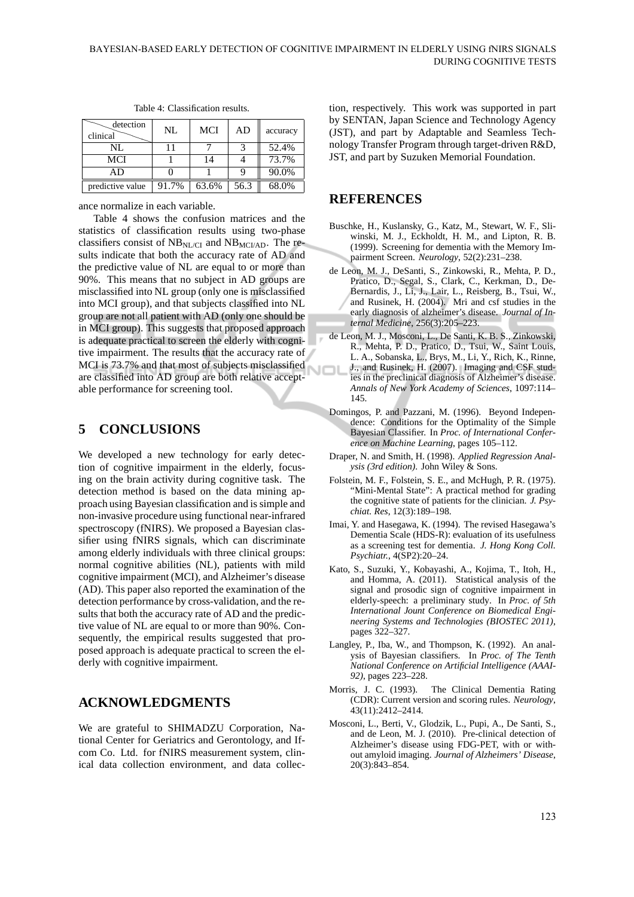Table 4: Classification results.

| clinical \ detection | NL | MCI | AD | accuracy |
|---|---|---|---|---|
| NL | 11 | 7 | 3 | 52.4% |
| MCI | 1 | 14 | 4 | 73.7% |
| AD | 0 | 1 | 9 | 90.0% |
| predictive value | 91.7% | 63.6% | 56.3 | 68.0% |

ance normalize in each variable.

Table 4 shows the confusion matrices and the statistics of classification results using two-phase classifiers consist of $NB_{NL/CI}$ and $NB_{MCI/AD}$. The results indicate that both the accuracy rate of AD and the predictive value of NL are equal to or more than 90%. This means that no subject in AD groups are misclassified into NL group (only one is misclassified into MCI group), and that subjects classified into NL group are not all patient with AD (only one should be in MCI group). This suggests that proposed approach is adequate practical to screen the elderly with cognitive impairment. The results that the accuracy rate of MCI is 73.7% and that most of subjects misclassified are classified into AD group are both relative acceptable performance for screening tool.

## 5 CONCLUSIONS

We developed a new technology for early detection of cognitive impairment in the elderly, focusing on the brain activity during cognitive task. The detection method is based on the data mining approach using Bayesian classification and is simple and non-invasive procedure using functional near-infrared spectroscopy (fNIRS). We proposed a Bayesian classifier using fNIRS signals, which can discriminate among elderly individuals with three clinical groups: normal cognitive abilities (NL), patients with mild cognitive impairment (MCI), and Alzheimer's disease (AD). This paper also reported the examination of the detection performance by cross-validation, and the results that both the accuracy rate of AD and the predictive value of NL are equal to or more than 90%. Consequently, the empirical results suggested that proposed approach is adequate practical to screen the elderly with cognitive impairment.

## ACKNOWLEDGMENTS

We are grateful to SHIMADZU Corporation, National Center for Geriatrics and Gerontology, and Ifcom Co. Ltd. for fNIRS measurement system, clinical data collection environment, and data collection, respectively. This work was supported in part by SENTAN, Japan Science and Technology Agency (JST), and part by Adaptable and Seamless Technology Transfer Program through target-driven R&D, JST, and part by Suzuken Memorial Foundation.

## REFERENCES

Buschke, H., Kuslansky, G., Katz, M., Stewart, W. F., Sliwinski, M. J., Eckholdt, H. M., and Lipton, R. B. (1999). Screening for dementia with the Memory Impairment Screen. *Neurology*, 52(2):231–238.

de Leon, M. J., DeSanti, S., Zinkowski, R., Mehta, P. D., Pratico, D., Segal, S., Clark, C., Kerkman, D., DeBernardis, J., Li, J., Lair, L., Reisberg, B., Tsui, W., and Rusinek, H. (2004). Mri and csf studies in the early diagnosis of alzheimer's disease. *Journal of Internal Medicine*, 256(3):205–223.

de Leon, M. J., Mosconi, L., De Santi, K. B. S., Zinkowski, R., Mehta, P. D., Pratico, D., Tsui, W., Saint Louis, L. A., Sobanska, L., Brys, M., Li, Y., Rich, K., Rinne, J., and Rusinek, H. (2007). Imaging and CSF studies in the preclinical diagnosis of Alzheimer's disease. *Annals of New York Academy of Sciences*, 1097:114–145.

Domingos, P. and Pazzani, M. (1996). Beyond Independence: Conditions for the Optimality of the Simple Bayesian Classifier. In *Proc. of International Conference on Machine Learning*, pages 105–112.

Draper, N. and Smith, H. (1998). *Applied Regression Analysis (3rd edition)*. John Wiley & Sons.

Folstein, M. F., Folstein, S. E., and McHugh, P. R. (1975). "Mini-Mental State": A practical method for grading the cognitive state of patients for the clinician. *J. Psychiat. Res*, 12(3):189–198.

Imai, Y. and Hasegawa, K. (1994). The revised Hasegawa's Dementia Scale (HDS-R): evaluation of its usefulness as a screening test for dementia. *J. Hong Kong Coll. Psychiatr.*, 4(SP2):20–24.

Kato, S., Suzuki, Y., Kobayashi, A., Kojima, T., Itoh, H., and Homma, A. (2011). Statistical analysis of the signal and prosodic sign of cognitive impairment in elderly-speech: a preliminary study. In *Proc. of 5th International Jount Conference on Biomedical Engineering Systems and Technologies (BIOSTEC 2011)*, pages 322–327.

Langley, P., Iba, W., and Thompson, K. (1992). An analysis of Bayesian classifiers. In *Proc. of The Tenth National Conference on Artificial Intelligence (AAAI-92)*, pages 223–228.

Morris, J. C. (1993). The Clinical Dementia Rating (CDR): Current version and scoring rules. *Neurology*, 43(11):2412–2414.

Mosconi, L., Berti, V., Glodzik, L., Pupi, A., De Santi, S., and de Leon, M. J. (2010). Pre-clinical detection of Alzheimer's disease using FDG-PET, with or without amyloid imaging. *Journal of Alzheimers' Disease*, 20(3):843–854.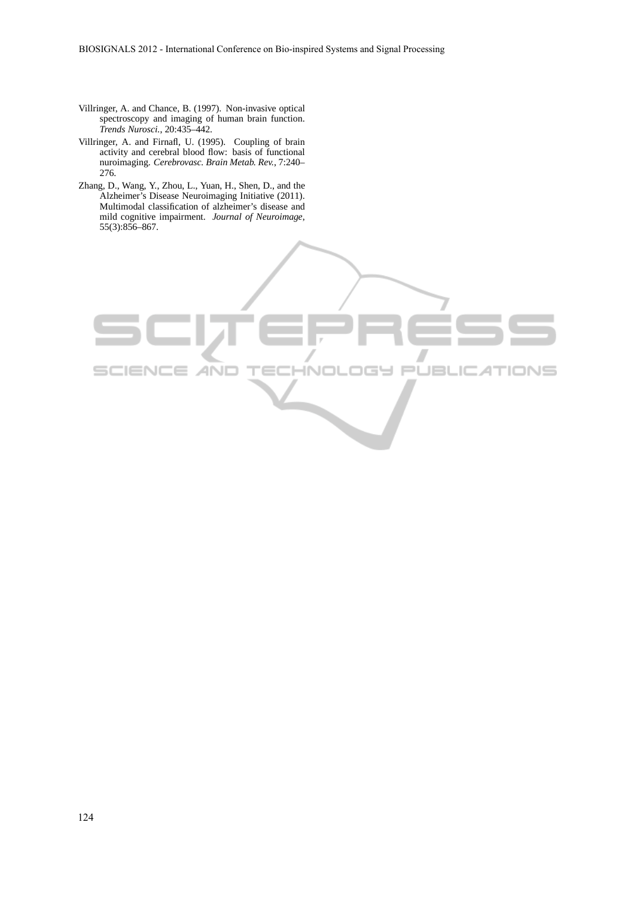Villringer, A. and Chance, B. (1997). Non-invasive optical spectroscopy and imaging of human brain function. *Trends Nurosci.*, 20:435–442.

Villringer, A. and Firnafl, U. (1995). Coupling of brain activity and cerebral blood flow: basis of functional nuroimaging. *Cerebrovasc. Brain Metab. Rev.*, 7:240–276.

Zhang, D., Wang, Y., Zhou, L., Yuan, H., Shen, D., and the Alzheimer's Disease Neuroimaging Initiative (2011). Multimodal classification of alzheimer's disease and mild cognitive impairment. *Journal of Neuroimage*, 55(3):856–867.